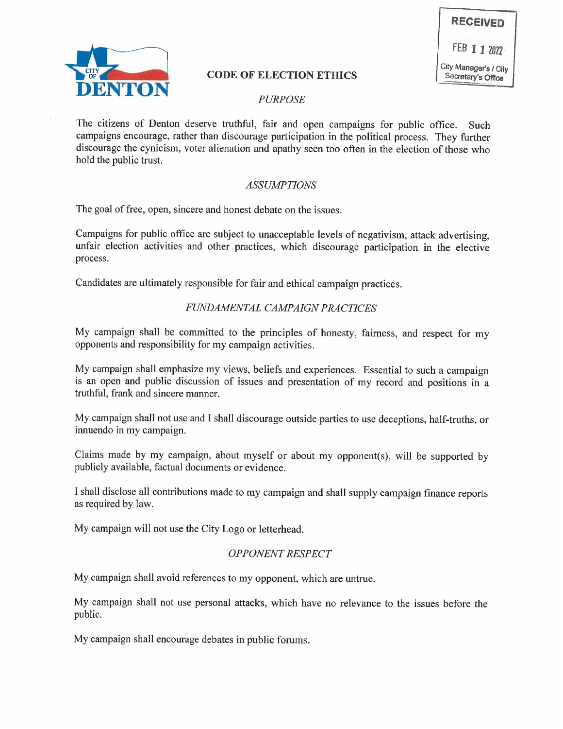RECEIVED

FEB 11 2022

City Manager's / City Secretary's Office

CITY OF DENTON

# CODE OF ELECTION ETHICS

## *PURPOSE*

The citizens of Denton deserve truthful, fair and open campaigns for public office. Such campaigns encourage, rather than discourage participation in the political process. They further discourage the cynicism, voter alienation and apathy seen too often in the election of those who hold the public trust.

## *ASSUMPTIONS*

The goal of free, open, sincere and honest debate on the issues.

Campaigns for public office are subject to unacceptable levels of negativism, attack advertising, unfair election activities and other practices, which discourage participation in the elective process.

Candidates are ultimately responsible for fair and ethical campaign practices.

## *FUNDAMENTAL CAMPAIGN PRACTICES*

My campaign shall be committed to the principles of honesty, fairness, and respect for my opponents and responsibility for my campaign activities.

My campaign shall emphasize my views, beliefs and experiences. Essential to such a campaign is an open and public discussion of issues and presentation of my record and positions in a truthful, frank and sincere manner.

My campaign shall not use and I shall discourage outside parties to use deceptions, half-truths, or innuendo in my campaign.

Claims made by my campaign, about myself or about my opponent(s), will be supported by publicly available, factual documents or evidence.

I shall disclose all contributions made to my campaign and shall supply campaign finance reports as required by law.

My campaign will not use the City Logo or letterhead.

## *OPPONENT RESPECT*

My campaign shall avoid references to my opponent, which are untrue.

My campaign shall not use personal attacks, which have no relevance to the issues before the public.

My campaign shall encourage debates in public forums.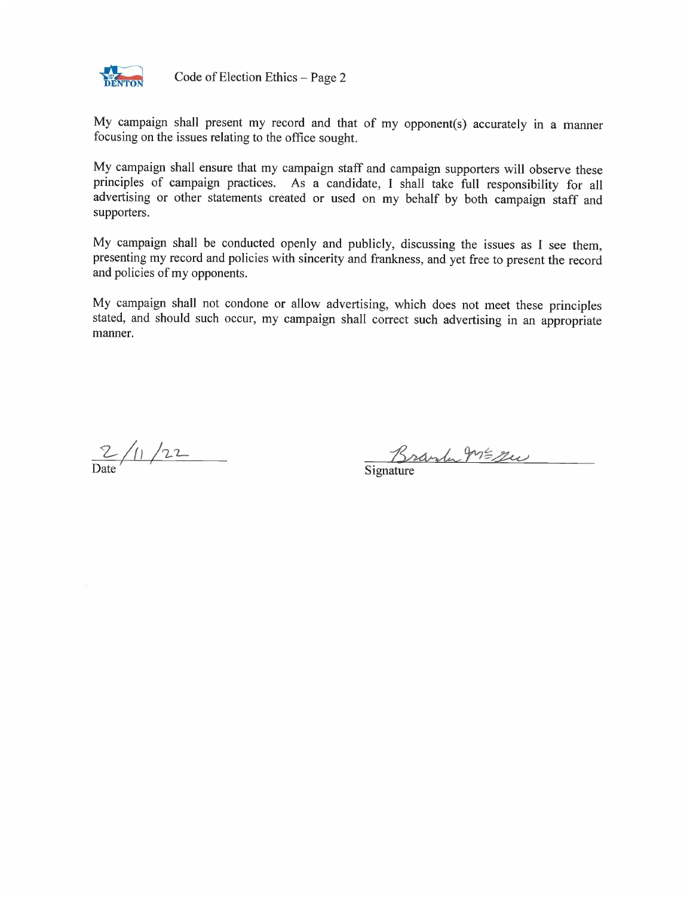My campaign shall present my record and that of my opponent(s) accurately in a manner focusing on the issues relating to the office sought.

My campaign shall ensure that my campaign staff and campaign supporters will observe these principles of campaign practices. As a candidate, I shall take full responsibility for all advertising or other statements created or used on my behalf by both campaign staff and supporters.

My campaign shall be conducted openly and publicly, discussing the issues as I see them, presenting my record and policies with sincerity and frankness, and yet free to present the record and policies of my opponents.

My campaign shall not condone or allow advertising, which does not meet these principles stated, and should such occur, my campaign shall correct such advertising in an appropriate manner.

2/11/22
Date

Brandon McGee
Signature